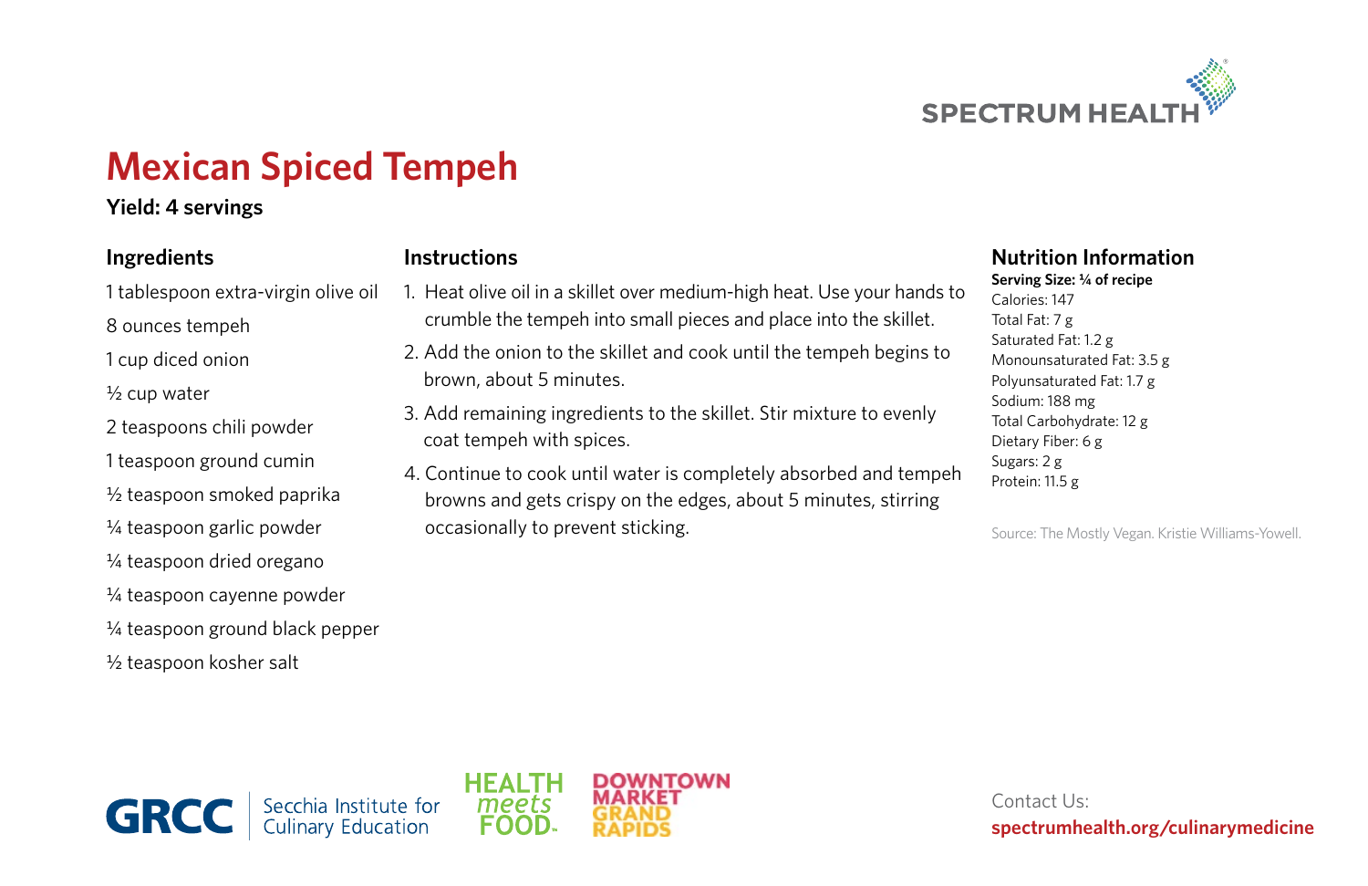SPECTRUM HEALTH

# Mexican Spiced Tempeh

**Yield: 4 servings**

## Ingredients

1 tablespoon extra-virgin olive oil

8 ounces tempeh

1 cup diced onion

½ cup water

2 teaspoons chili powder

1 teaspoon ground cumin

½ teaspoon smoked paprika

¼ teaspoon garlic powder

¼ teaspoon dried oregano

¼ teaspoon cayenne powder

¼ teaspoon ground black pepper

½ teaspoon kosher salt

## Instructions

1. Heat olive oil in a skillet over medium-high heat. Use your hands to crumble the tempeh into small pieces and place into the skillet.
2. Add the onion to the skillet and cook until the tempeh begins to brown, about 5 minutes.
3. Add remaining ingredients to the skillet. Stir mixture to evenly coat tempeh with spices.
4. Continue to cook until water is completely absorbed and tempeh browns and gets crispy on the edges, about 5 minutes, stirring occasionally to prevent sticking.

## Nutrition Information

**Serving Size: ¼ of recipe**

Calories: 147
Total Fat: 7 g
Saturated Fat: 1.2 g
Monounsaturated Fat: 3.5 g
Polyunsaturated Fat: 1.7 g
Sodium: 188 mg
Total Carbohydrate: 12 g
Dietary Fiber: 6 g
Sugars: 2 g
Protein: 11.5 g

Source: The Mostly Vegan. Kristie Williams-Yowell.

GRCC Secchia Institute for Culinary Education

HEALTH meets FOOD

DOWNTOWN MARKET GRAND RAPIDS

Contact Us:
**spectrumhealth.org/culinarymedicine**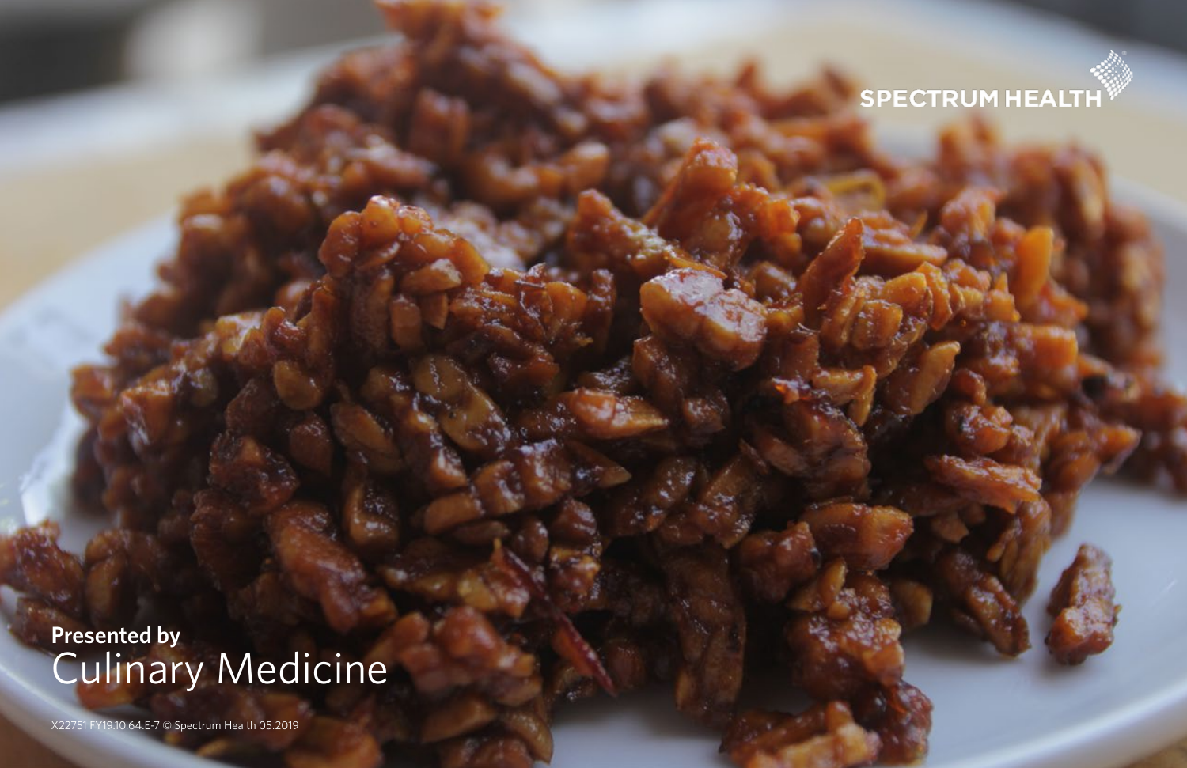SPECTRUM HEALTH

**Presented by**
Culinary Medicine

X22751 FY19.10.64.E-7 © Spectrum Health 05.2019